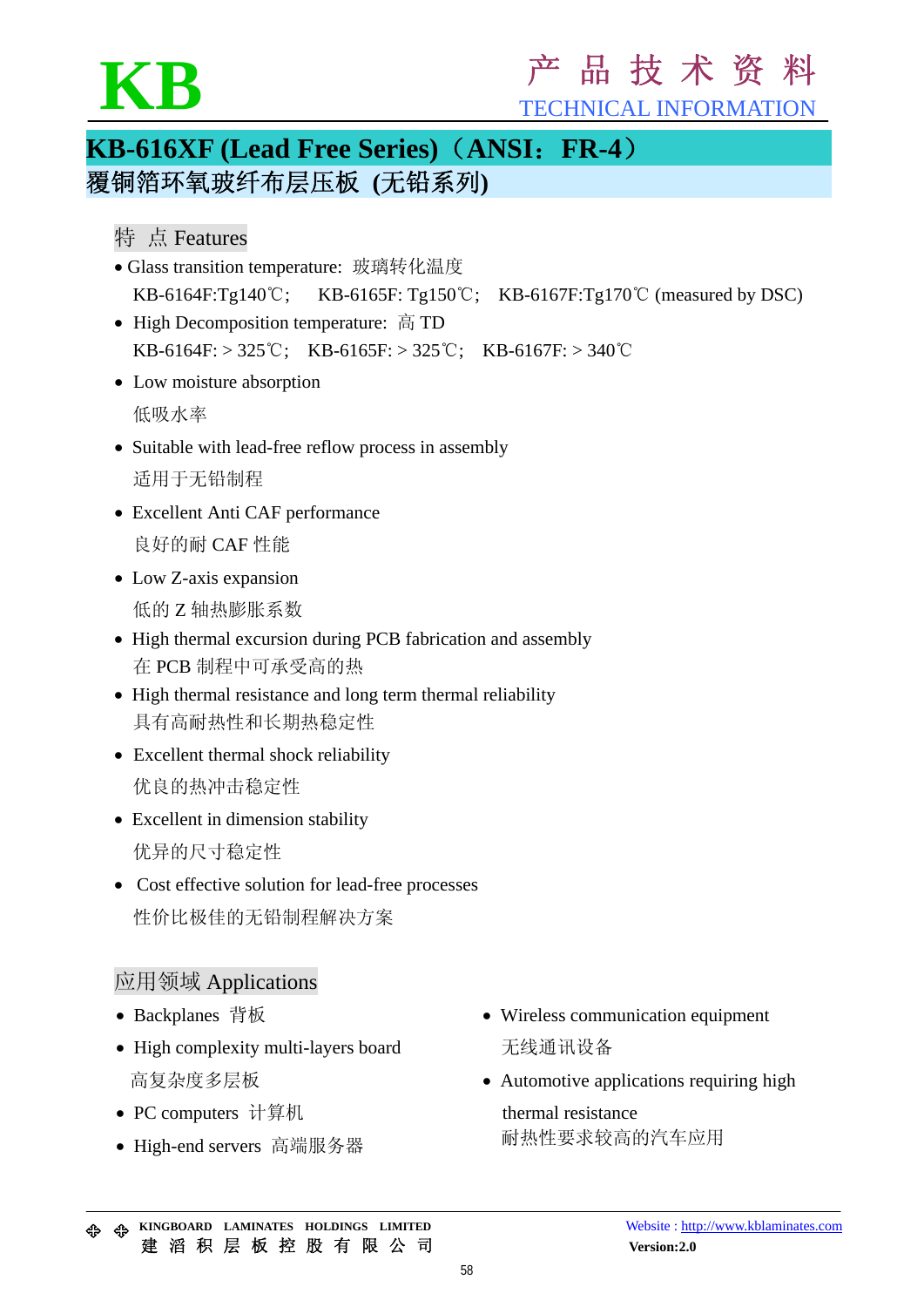# KB

产 品 技 术 资 料
TECHNICAL INFORMATION

## KB-616XF (Lead Free Series)（ANSI：FR-4）
## 覆铜箔环氧玻纤布层压板 (无铅系列)

### 特 点 Features

- Glass transition temperature: 玻璃转化温度
  KB-6164F:Tg140℃； KB-6165F: Tg150℃； KB-6167F:Tg170℃ (measured by DSC)
- High Decomposition temperature: 高 TD
  KB-6164F: > 325℃； KB-6165F: > 325℃； KB-6167F: > 340℃
- Low moisture absorption
  低吸水率
- Suitable with lead-free reflow process in assembly
  适用于无铅制程
- Excellent Anti CAF performance
  良好的耐 CAF 性能
- Low Z-axis expansion
  低的 Z 轴热膨胀系数
- High thermal excursion during PCB fabrication and assembly
  在 PCB 制程中可承受高的热
- High thermal resistance and long term thermal reliability
  具有高耐热性和长期热稳定性
- Excellent thermal shock reliability
  优良的热冲击稳定性
- Excellent in dimension stability
  优异的尺寸稳定性
- Cost effective solution for lead-free processes
  性价比极佳的无铅制程解决方案

### 应用领域 Applications

- Backplanes 背板
- High complexity multi-layers board
  高复杂度多层板
- PC computers 计算机
- High-end servers 高端服务器
- Wireless communication equipment
  无线通讯设备
- Automotive applications requiring high thermal resistance
  耐热性要求较高的汽车应用

KINGBOARD LAMINATES HOLDINGS LIMITED
建 滔 积 层 板 控 股 有 限 公 司

Website : http://www.kblaminates.com
Version:2.0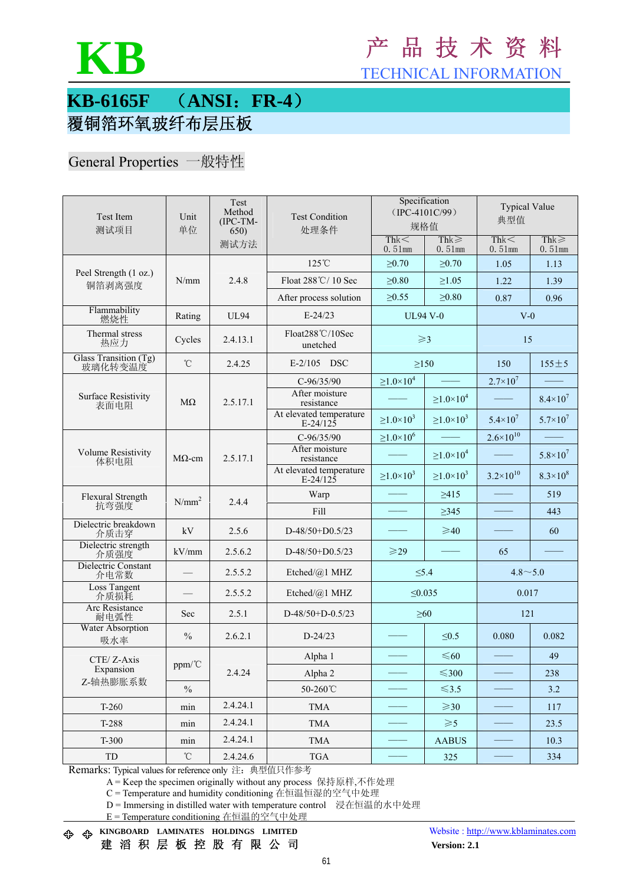# KB

# 产 品 技 术 资 料

TECHNICAL INFORMATION

## KB-6165F （ANSI：FR-4）

## 覆铜箔环氧玻纤布层压板

### General Properties 一般特性

| Test Item 测试项目 | Unit 单位 | Test Method (IPC-TM-650) 测试方法 | Test Condition 处理条件 | Specification（IPC-4101C/99）规格值 | | Typical Value 典型值 | |
|---|---|---|---|---|---|---|---|
| | | | | Thk＜0.51mm | Thk≥0.51mm | Thk＜0.51mm | Thk≥0.51mm |
| Peel Strength (1 oz.) 铜箔剥离强度 | N/mm | 2.4.8 | 125℃ | ≥0.70 | ≥0.70 | 1.05 | 1.13 |
| | | | Float 288℃/ 10 Sec | ≥0.80 | ≥1.05 | 1.22 | 1.39 |
| | | | After process solution | ≥0.55 | ≥0.80 | 0.87 | 0.96 |
| Flammability 燃烧性 | Rating | UL94 | E-24/23 | UL94 V-0 | | V-0 | |
| Thermal stress 热应力 | Cycles | 2.4.13.1 | Float288℃/10Sec unetched | ≥3 | | 15 | |
| Glass Transition (Tg) 玻璃化转变温度 | ℃ | 2.4.25 | E-2/105 DSC | ≥150 | | 150 | 155±5 |
| Surface Resistivity 表面电阻 | MΩ | 2.5.17.1 | C-96/35/90 | $\geq1.0\times10^{4}$ | —— | $2.7\times10^{7}$ | —— |
| | | | After moisture resistance | —— | $\geq1.0\times10^{4}$ | —— | $8.4\times10^{7}$ |
| | | | At elevated temperature E-24/125 | $\geq1.0\times10^{3}$ | $\geq1.0\times10^{3}$ | $5.4\times10^{7}$ | $5.7\times10^{7}$ |
| Volume Resistivity 体积电阻 | MΩ-cm | 2.5.17.1 | C-96/35/90 | $\geq1.0\times10^{6}$ | —— | $2.6\times10^{10}$ | —— |
| | | | After moisture resistance | —— | $\geq1.0\times10^{4}$ | —— | $5.8\times10^{7}$ |
| | | | At elevated temperature E-24/125 | $\geq1.0\times10^{3}$ | $\geq1.0\times10^{3}$ | $3.2\times10^{10}$ | $8.3\times10^{8}$ |
| Flexural Strength 抗弯强度 | $N/mm^2$ | 2.4.4 | Warp | —— | ≥415 | —— | 519 |
| | | | Fill | —— | ≥345 | —— | 443 |
| Dielectric breakdown 介质击穿 | kV | 2.5.6 | D-48/50+D0.5/23 | —— | ≥40 | —— | 60 |
| Dielectric strength 介质强度 | kV/mm | 2.5.6.2 | D-48/50+D0.5/23 | ≥29 | —— | 65 | —— |
| Dielectric Constant 介电常数 | — | 2.5.5.2 | Etched/@1 MHZ | ≤5.4 | | 4.8～5.0 | |
| Loss Tangent 介质损耗 | — | 2.5.5.2 | Etched/@1 MHZ | ≤0.035 | | 0.017 | |
| Arc Resistance 耐电弧性 | Sec | 2.5.1 | D-48/50+D-0.5/23 | ≥60 | | 121 | |
| Water Absorption 吸水率 | % | 2.6.2.1 | D-24/23 | —— | ≤0.5 | 0.080 | 0.082 |
| CTE/ Z-Axis Expansion Z-轴热膨胀系数 | ppm/℃ | 2.4.24 | Alpha 1 | —— | ≤60 | —— | 49 |
| | ppm/℃ | | Alpha 2 | —— | ≤300 | —— | 238 |
| | % | | 50-260℃ | —— | ≤3.5 | —— | 3.2 |
| T-260 | min | 2.4.24.1 | TMA | —— | ≥30 | —— | 117 |
| T-288 | min | 2.4.24.1 | TMA | —— | ≥5 | —— | 23.5 |
| T-300 | min | 2.4.24.1 | TMA | —— | AABUS | —— | 10.3 |
| TD | ℃ | 2.4.24.6 | TGA | —— | 325 | —— | 334 |

Remarks: Typical values for reference only 注：典型值只作参考

A = Keep the specimen originally without any process 保持原样,不作处理

C = Temperature and humidity conditioning 在恒温恒湿的空气中处理

D = Immersing in distilled water with temperature control 浸在恒温的水中处理

E = Temperature conditioning 在恒温的空气中处理

KINGBOARD LAMINATES HOLDINGS LIMITED
建 滔 积 层 板 控 股 有 限 公 司

Website : http://www.kblaminates.com
Version: 2.1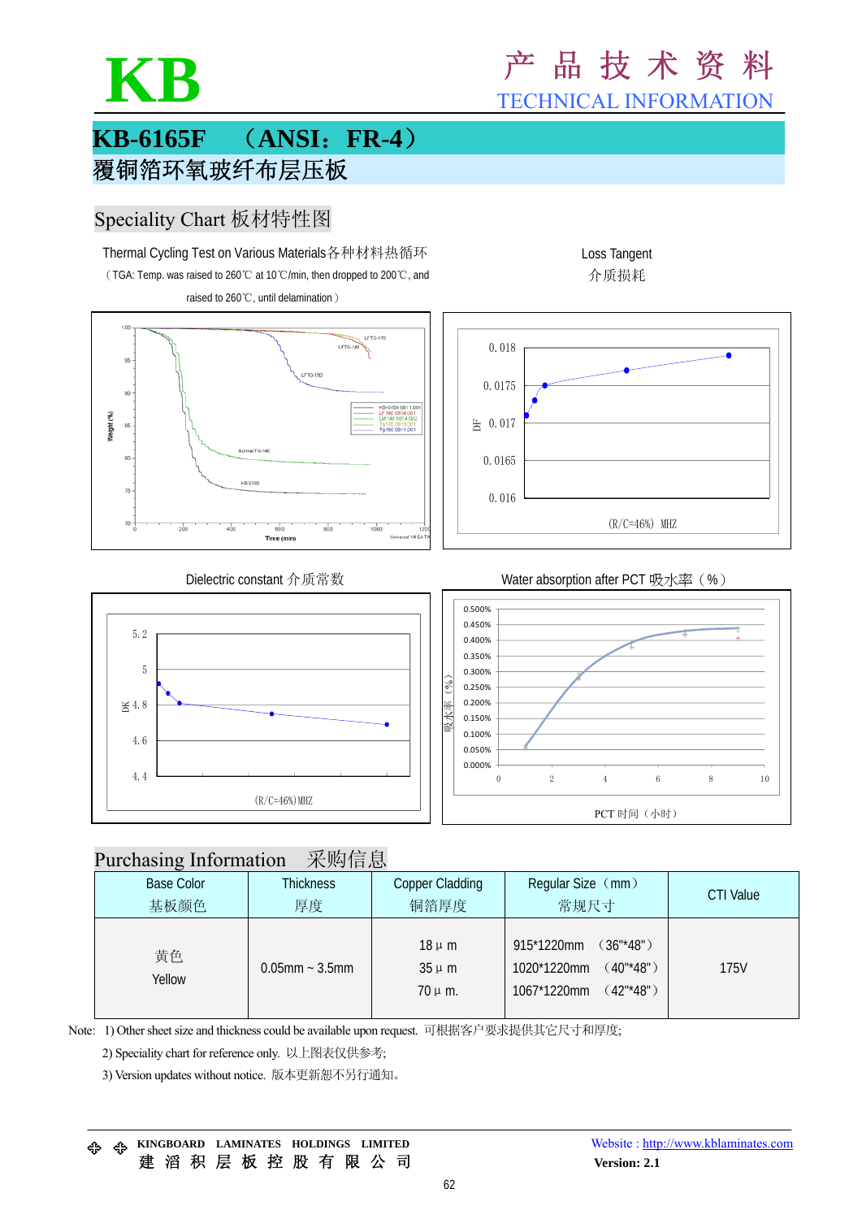# KB-6165F （ANSI：FR-4）

## 覆铜箔环氧玻纤布层压板

## Speciality Chart 板材特性图

Thermal Cycling Test on Various Materials 各种材料热循环

（TGA: Temp. was raised to 260℃ at 10℃/min, then dropped to 200℃, and raised to 260℃, until delamination）

Weight (%)

100
95
90
85
80
75
70

0
200
400
600
800
1000
1200

Time (min)

LFTG-170
LFTG-140
LFTG-150
Normal TG-140
KB-6150

KB-6150 0811001
LF 140 0814001
LM 140 0814002
Tg170 0813001
Tg150 0811001

Universal V4.5A TA

Loss Tangent

介质损耗

DF

0.018
0.0175
0.017
0.0165
0.016

(R/C=46%) MHZ

Dielectric constant 介质常数

DK

5.2
5
4.8
4.6
4.4

(R/C=46%)MHZ

Water absorption after PCT 吸水率（%）

吸水率（%）

0.500%
0.450%
0.400%
0.350%
0.300%
0.250%
0.200%
0.150%
0.100%
0.050%
0.000%

0
2
4
6
8
10

PCT 时间（小时）

## Purchasing Information 采购信息

| Base Color<br>基板颜色 | Thickness<br>厚度 | Copper Cladding<br>铜箔厚度 | Regular Size（mm）<br>常规尺寸 | CTI Value |
|---|---|---|---|---|
| 黄色<br>Yellow | 0.05mm ~ 3.5mm | 18μm<br>35μm<br>70μm. | 915*1220mm （36"*48"）<br>1020*1220mm （40"*48"）<br>1067*1220mm （42"*48"） | 175V |

Note: 1) Other sheet size and thickness could be available upon request. 可根据客户要求提供其它尺寸和厚度;

2) Speciality chart for reference only. 以上图表仅供参考;

3) Version updates without notice. 版本更新恕不另行通知。